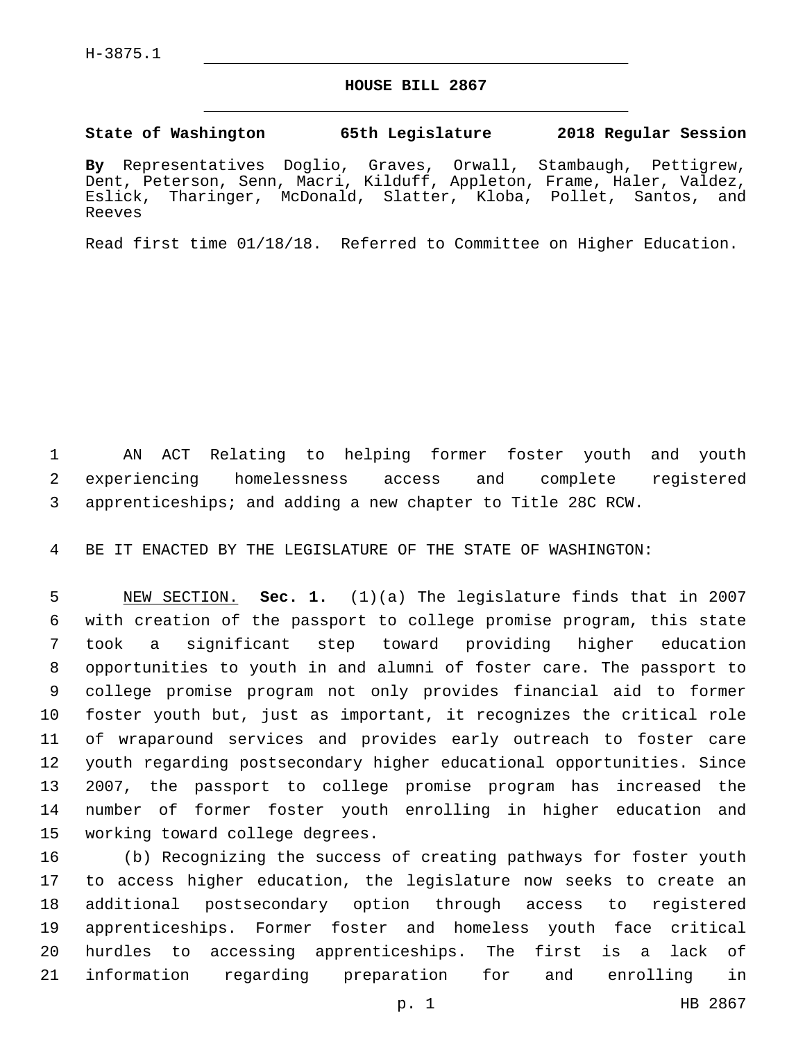H-3875.1

# HOUSE BILL 2867

**State of Washington 65th Legislature 2018 Regular Session**

**By** Representatives Doglio, Graves, Orwall, Stambaugh, Pettigrew, Dent, Peterson, Senn, Macri, Kilduff, Appleton, Frame, Haler, Valdez, Eslick, Tharinger, McDonald, Slatter, Kloba, Pollet, Santos, and Reeves

Read first time 01/18/18. Referred to Committee on Higher Education.

AN ACT Relating to helping former foster youth and youth experiencing homelessness access and complete registered apprenticeships; and adding a new chapter to Title 28C RCW.

BE IT ENACTED BY THE LEGISLATURE OF THE STATE OF WASHINGTON:

NEW SECTION. **Sec. 1.** (1)(a) The legislature finds that in 2007 with creation of the passport to college promise program, this state took a significant step toward providing higher education opportunities to youth in and alumni of foster care. The passport to college promise program not only provides financial aid to former foster youth but, just as important, it recognizes the critical role of wraparound services and provides early outreach to foster care youth regarding postsecondary higher educational opportunities. Since 2007, the passport to college promise program has increased the number of former foster youth enrolling in higher education and working toward college degrees.

(b) Recognizing the success of creating pathways for foster youth to access higher education, the legislature now seeks to create an additional postsecondary option through access to registered apprenticeships. Former foster and homeless youth face critical hurdles to accessing apprenticeships. The first is a lack of information regarding preparation for and enrolling in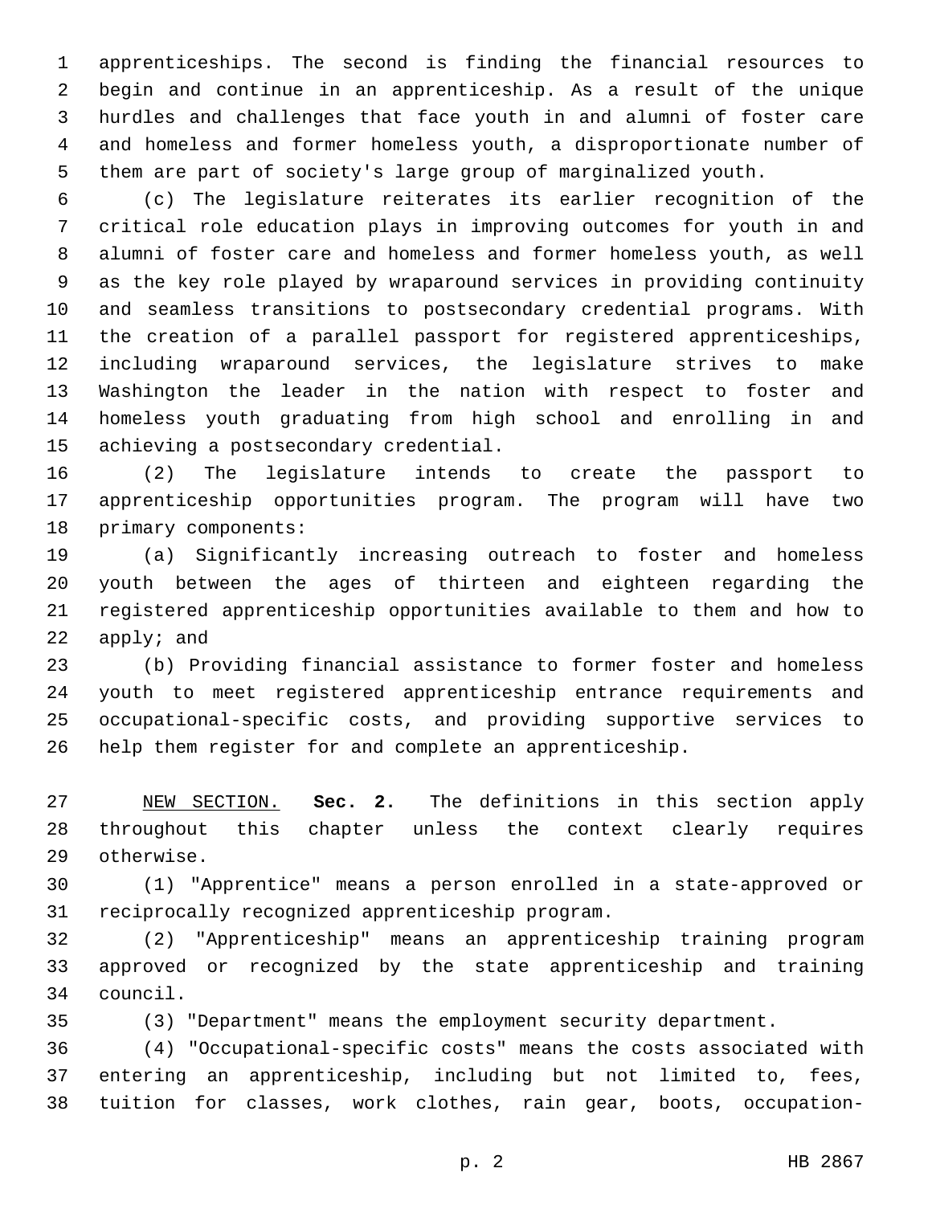apprenticeships. The second is finding the financial resources to begin and continue in an apprenticeship. As a result of the unique hurdles and challenges that face youth in and alumni of foster care and homeless and former homeless youth, a disproportionate number of them are part of society's large group of marginalized youth.

(c) The legislature reiterates its earlier recognition of the critical role education plays in improving outcomes for youth in and alumni of foster care and homeless and former homeless youth, as well as the key role played by wraparound services in providing continuity and seamless transitions to postsecondary credential programs. With the creation of a parallel passport for registered apprenticeships, including wraparound services, the legislature strives to make Washington the leader in the nation with respect to foster and homeless youth graduating from high school and enrolling in and achieving a postsecondary credential.

(2) The legislature intends to create the passport to apprenticeship opportunities program. The program will have two primary components:

(a) Significantly increasing outreach to foster and homeless youth between the ages of thirteen and eighteen regarding the registered apprenticeship opportunities available to them and how to apply; and

(b) Providing financial assistance to former foster and homeless youth to meet registered apprenticeship entrance requirements and occupational-specific costs, and providing supportive services to help them register for and complete an apprenticeship.

NEW SECTION. **Sec. 2.** The definitions in this section apply throughout this chapter unless the context clearly requires otherwise.

(1) "Apprentice" means a person enrolled in a state-approved or reciprocally recognized apprenticeship program.

(2) "Apprenticeship" means an apprenticeship training program approved or recognized by the state apprenticeship and training council.

(3) "Department" means the employment security department.

(4) "Occupational-specific costs" means the costs associated with entering an apprenticeship, including but not limited to, fees, tuition for classes, work clothes, rain gear, boots, occupation-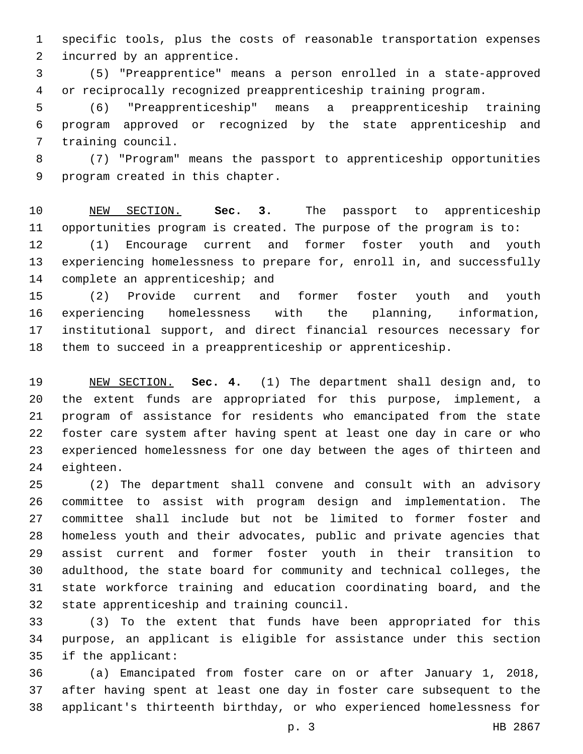specific tools, plus the costs of reasonable transportation expenses incurred by an apprentice.

(5) "Preapprentice" means a person enrolled in a state-approved or reciprocally recognized preapprenticeship training program.

(6) "Preapprenticeship" means a preapprenticeship training program approved or recognized by the state apprenticeship and training council.

(7) "Program" means the passport to apprenticeship opportunities program created in this chapter.

NEW SECTION. **Sec. 3.** The passport to apprenticeship opportunities program is created. The purpose of the program is to:

(1) Encourage current and former foster youth and youth experiencing homelessness to prepare for, enroll in, and successfully complete an apprenticeship; and

(2) Provide current and former foster youth and youth experiencing homelessness with the planning, information, institutional support, and direct financial resources necessary for them to succeed in a preapprenticeship or apprenticeship.

NEW SECTION. **Sec. 4.** (1) The department shall design and, to the extent funds are appropriated for this purpose, implement, a program of assistance for residents who emancipated from the state foster care system after having spent at least one day in care or who experienced homelessness for one day between the ages of thirteen and eighteen.

(2) The department shall convene and consult with an advisory committee to assist with program design and implementation. The committee shall include but not be limited to former foster and homeless youth and their advocates, public and private agencies that assist current and former foster youth in their transition to adulthood, the state board for community and technical colleges, the state workforce training and education coordinating board, and the state apprenticeship and training council.

(3) To the extent that funds have been appropriated for this purpose, an applicant is eligible for assistance under this section if the applicant:

(a) Emancipated from foster care on or after January 1, 2018, after having spent at least one day in foster care subsequent to the applicant's thirteenth birthday, or who experienced homelessness for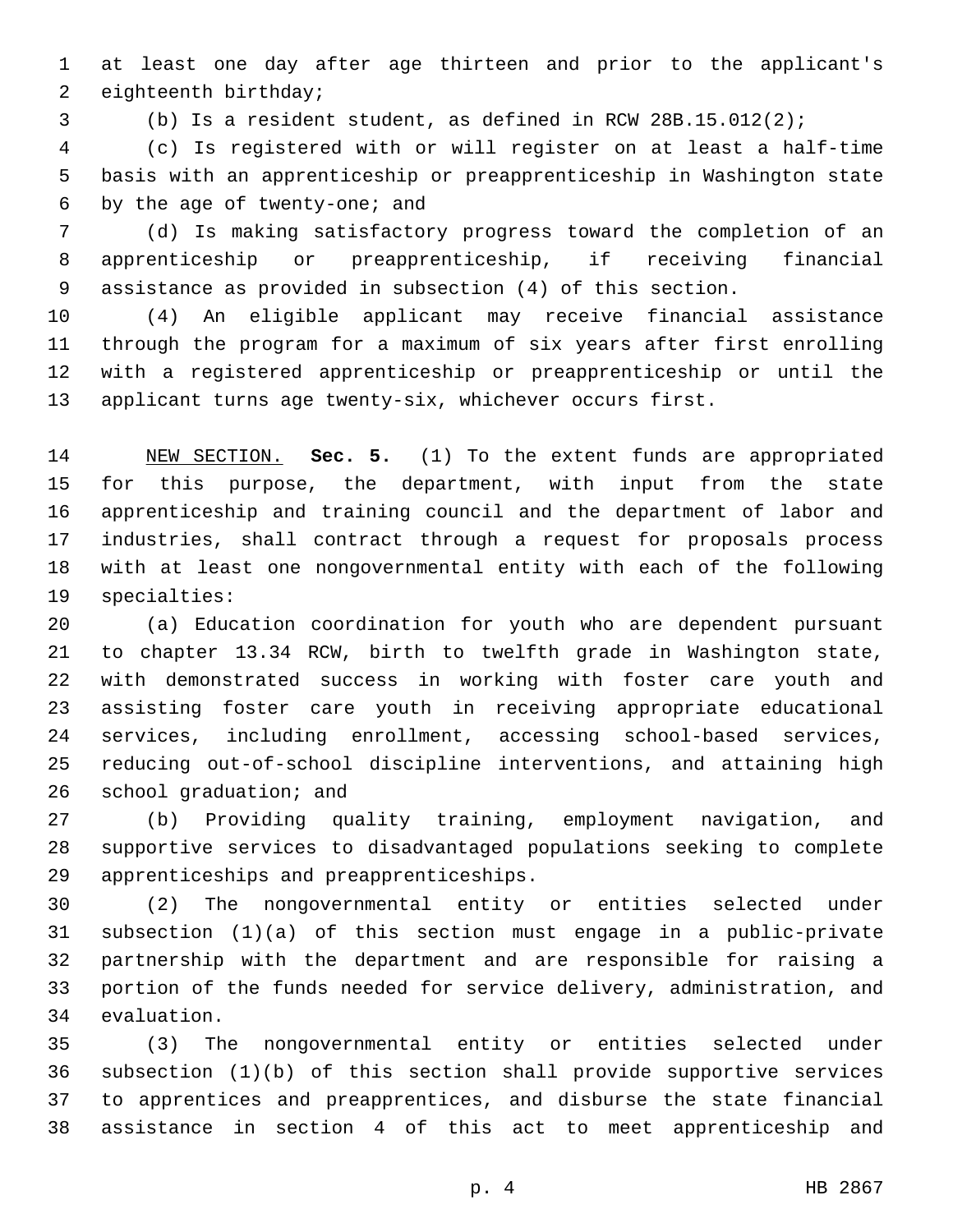at least one day after age thirteen and prior to the applicant's eighteenth birthday;

(b) Is a resident student, as defined in RCW 28B.15.012(2);

(c) Is registered with or will register on at least a half-time basis with an apprenticeship or preapprenticeship in Washington state by the age of twenty-one; and

(d) Is making satisfactory progress toward the completion of an apprenticeship or preapprenticeship, if receiving financial assistance as provided in subsection (4) of this section.

(4) An eligible applicant may receive financial assistance through the program for a maximum of six years after first enrolling with a registered apprenticeship or preapprenticeship or until the applicant turns age twenty-six, whichever occurs first.

NEW SECTION. **Sec. 5.** (1) To the extent funds are appropriated for this purpose, the department, with input from the state apprenticeship and training council and the department of labor and industries, shall contract through a request for proposals process with at least one nongovernmental entity with each of the following specialties:

(a) Education coordination for youth who are dependent pursuant to chapter 13.34 RCW, birth to twelfth grade in Washington state, with demonstrated success in working with foster care youth and assisting foster care youth in receiving appropriate educational services, including enrollment, accessing school-based services, reducing out-of-school discipline interventions, and attaining high school graduation; and

(b) Providing quality training, employment navigation, and supportive services to disadvantaged populations seeking to complete apprenticeships and preapprenticeships.

(2) The nongovernmental entity or entities selected under subsection (1)(a) of this section must engage in a public-private partnership with the department and are responsible for raising a portion of the funds needed for service delivery, administration, and evaluation.

(3) The nongovernmental entity or entities selected under subsection (1)(b) of this section shall provide supportive services to apprentices and preapprentices, and disburse the state financial assistance in section 4 of this act to meet apprenticeship and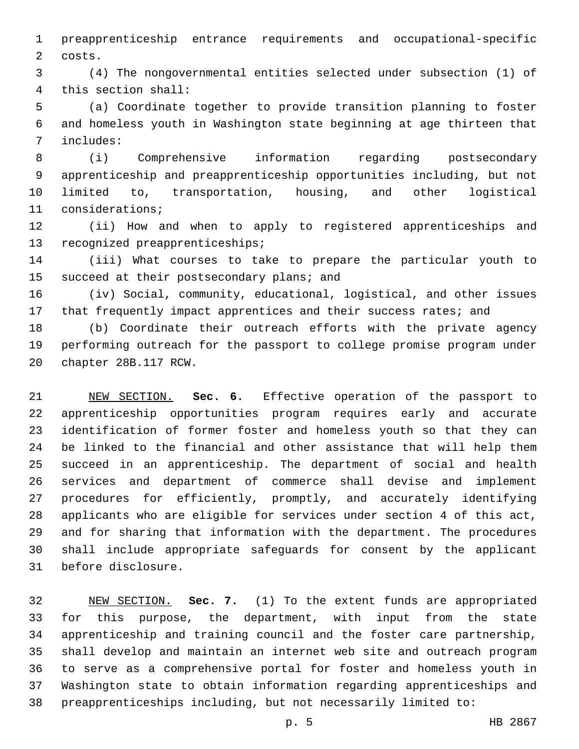preapprenticeship entrance requirements and occupational-specific costs.

(4) The nongovernmental entities selected under subsection (1) of this section shall:

(a) Coordinate together to provide transition planning to foster and homeless youth in Washington state beginning at age thirteen that includes:

(i) Comprehensive information regarding postsecondary apprenticeship and preapprenticeship opportunities including, but not limited to, transportation, housing, and other logistical considerations;

(ii) How and when to apply to registered apprenticeships and recognized preapprenticeships;

(iii) What courses to take to prepare the particular youth to succeed at their postsecondary plans; and

(iv) Social, community, educational, logistical, and other issues that frequently impact apprentices and their success rates; and

(b) Coordinate their outreach efforts with the private agency performing outreach for the passport to college promise program under chapter 28B.117 RCW.

NEW SECTION. **Sec. 6.** Effective operation of the passport to apprenticeship opportunities program requires early and accurate identification of former foster and homeless youth so that they can be linked to the financial and other assistance that will help them succeed in an apprenticeship. The department of social and health services and department of commerce shall devise and implement procedures for efficiently, promptly, and accurately identifying applicants who are eligible for services under section 4 of this act, and for sharing that information with the department. The procedures shall include appropriate safeguards for consent by the applicant before disclosure.

NEW SECTION. **Sec. 7.** (1) To the extent funds are appropriated for this purpose, the department, with input from the state apprenticeship and training council and the foster care partnership, shall develop and maintain an internet web site and outreach program to serve as a comprehensive portal for foster and homeless youth in Washington state to obtain information regarding apprenticeships and preapprenticeships including, but not necessarily limited to: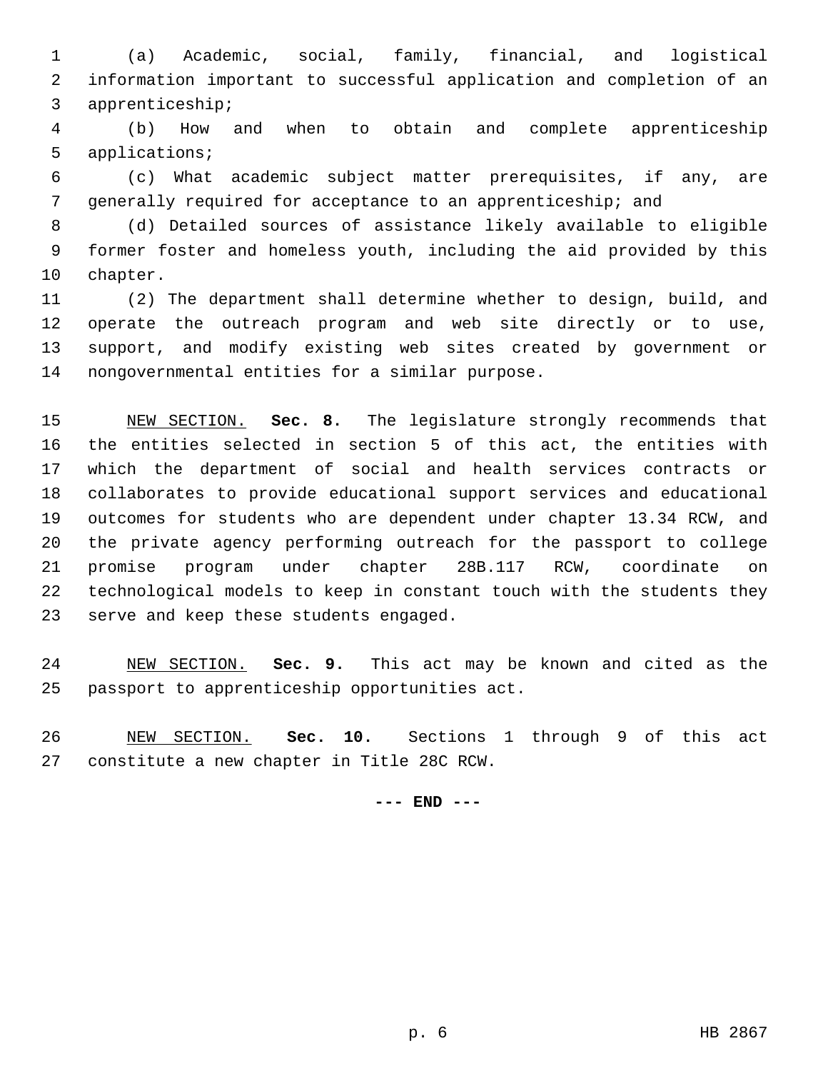(a) Academic, social, family, financial, and logistical information important to successful application and completion of an apprenticeship;

(b) How and when to obtain and complete apprenticeship applications;

(c) What academic subject matter prerequisites, if any, are generally required for acceptance to an apprenticeship; and

(d) Detailed sources of assistance likely available to eligible former foster and homeless youth, including the aid provided by this chapter.

(2) The department shall determine whether to design, build, and operate the outreach program and web site directly or to use, support, and modify existing web sites created by government or nongovernmental entities for a similar purpose.

NEW SECTION. **Sec. 8.** The legislature strongly recommends that the entities selected in section 5 of this act, the entities with which the department of social and health services contracts or collaborates to provide educational support services and educational outcomes for students who are dependent under chapter 13.34 RCW, and the private agency performing outreach for the passport to college promise program under chapter 28B.117 RCW, coordinate on technological models to keep in constant touch with the students they serve and keep these students engaged.

NEW SECTION. **Sec. 9.** This act may be known and cited as the passport to apprenticeship opportunities act.

NEW SECTION. **Sec. 10.** Sections 1 through 9 of this act constitute a new chapter in Title 28C RCW.

**--- END ---**